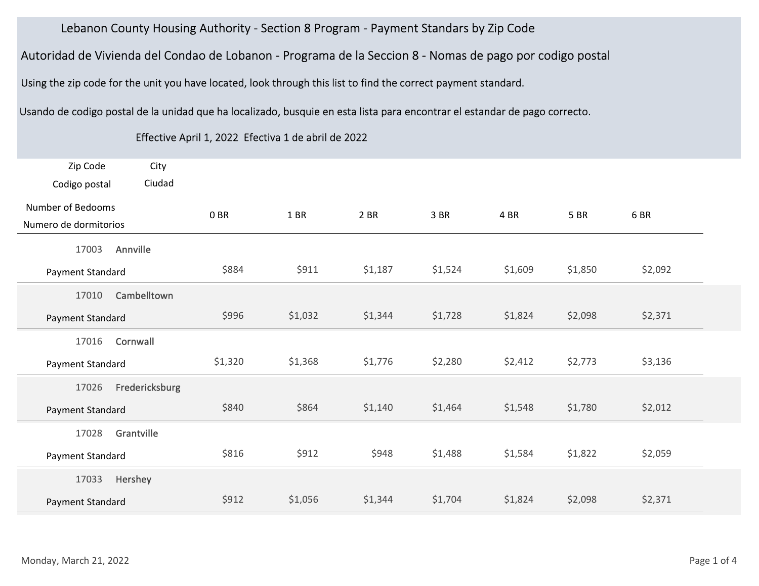# Lebanon County Housing Authority - Section 8 Program - Payment Standars by Zip Code

## Autoridad de Vivienda del Condao de Lobanon - Programa de la Seccion 8 - Nomas de pago por codigo postal

Using the zip code for the unit you have located, look through this list to find the correct payment standard.

Usando de codigo postal de la unidad que ha localizado, busquie en esta lista para encontrar el estandar de pago correcto.

Effective April 1, 2022 Efectiva 1 de abril de 2022

| Zip Code / Codigo postal | City / Ciudad | | | | | | | |
|---|---|---|---|---|---|---|---|---|
| Number of Bedooms / Numero de dormitorios | | 0 BR | 1 BR | 2 BR | 3 BR | 4 BR | 5 BR | 6 BR |
| 17003 | Annville | | | | | | | |
| Payment Standard | | $884 | $911 | $1,187 | $1,524 | $1,609 | $1,850 | $2,092 |
| 17010 | Cambelltown | | | | | | | |
| Payment Standard | | $996 | $1,032 | $1,344 | $1,728 | $1,824 | $2,098 | $2,371 |
| 17016 | Cornwall | | | | | | | |
| Payment Standard | | $1,320 | $1,368 | $1,776 | $2,280 | $2,412 | $2,773 | $3,136 |
| 17026 | Fredericksburg | | | | | | | |
| Payment Standard | | $840 | $864 | $1,140 | $1,464 | $1,548 | $1,780 | $2,012 |
| 17028 | Grantville | | | | | | | |
| Payment Standard | | $816 | $912 | $948 | $1,488 | $1,584 | $1,822 | $2,059 |
| 17033 | Hershey | | | | | | | |
| Payment Standard | | $912 | $1,056 | $1,344 | $1,704 | $1,824 | $2,098 | $2,371 |

Monday, March 21, 2022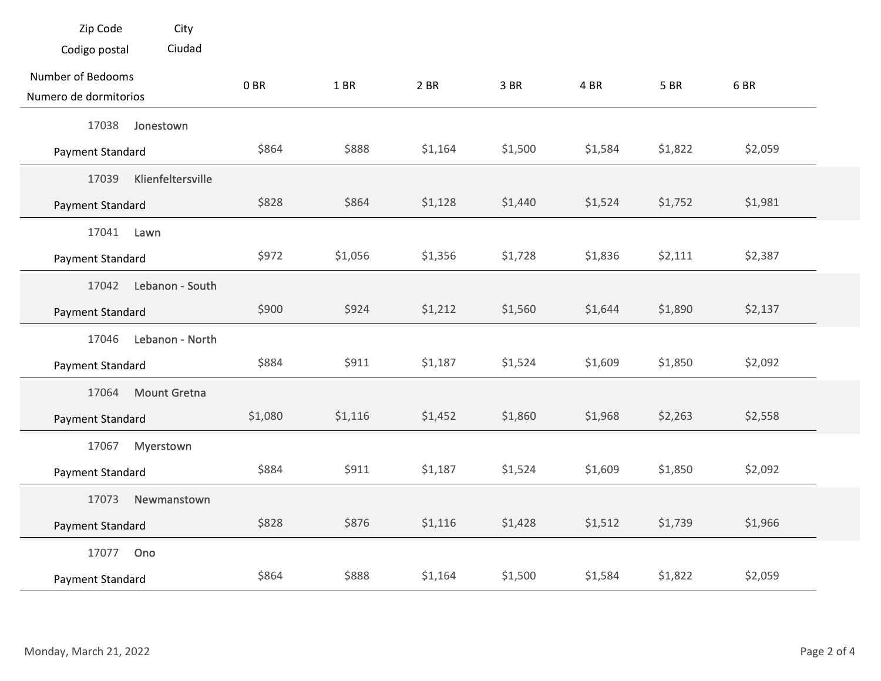| Zip Code / Codigo postal | City / Ciudad | Number of Bedooms / Numero de dormitorios | 0 BR | 1 BR | 2 BR | 3 BR | 4 BR | 5 BR | 6 BR |
|---|---|---|---|---|---|---|---|---|---|
| 17038 | Jonestown | Payment Standard | $864 | $888 | $1,164 | $1,500 | $1,584 | $1,822 | $2,059 |
| 17039 | Klienfeltersville | Payment Standard | $828 | $864 | $1,128 | $1,440 | $1,524 | $1,752 | $1,981 |
| 17041 | Lawn | Payment Standard | $972 | $1,056 | $1,356 | $1,728 | $1,836 | $2,111 | $2,387 |
| 17042 | Lebanon - South | Payment Standard | $900 | $924 | $1,212 | $1,560 | $1,644 | $1,890 | $2,137 |
| 17046 | Lebanon - North | Payment Standard | $884 | $911 | $1,187 | $1,524 | $1,609 | $1,850 | $2,092 |
| 17064 | Mount Gretna | Payment Standard | $1,080 | $1,116 | $1,452 | $1,860 | $1,968 | $2,263 | $2,558 |
| 17067 | Myerstown | Payment Standard | $884 | $911 | $1,187 | $1,524 | $1,609 | $1,850 | $2,092 |
| 17073 | Newmanstown | Payment Standard | $828 | $876 | $1,116 | $1,428 | $1,512 | $1,739 | $1,966 |
| 17077 | Ono | Payment Standard | $864 | $888 | $1,164 | $1,500 | $1,584 | $1,822 | $2,059 |

Monday, March 21, 2022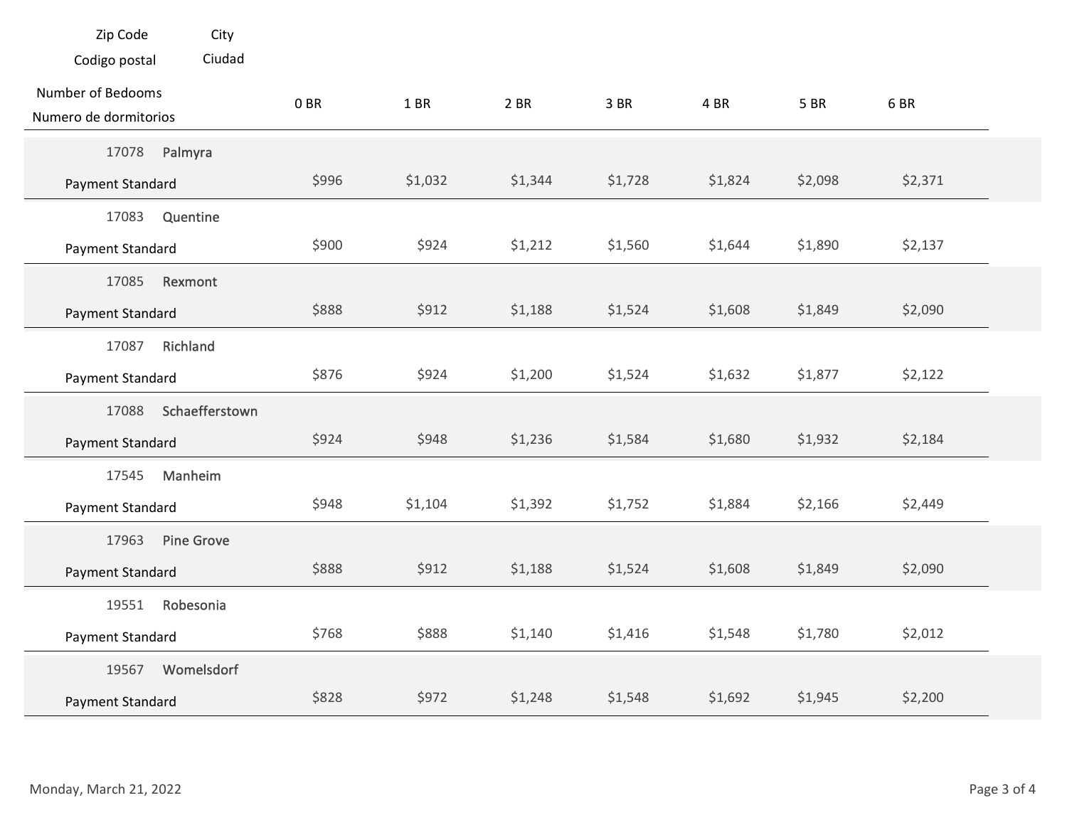| Zip Code / Codigo postal | City / Ciudad | Number of Bedooms / Numero de dormitorios | 0 BR | 1 BR | 2 BR | 3 BR | 4 BR | 5 BR | 6 BR |
|---|---|---|---|---|---|---|---|---|---|
| 17078 | Palmyra | Payment Standard | $996 | $1,032 | $1,344 | $1,728 | $1,824 | $2,098 | $2,371 |
| 17083 | Quentine | Payment Standard | $900 | $924 | $1,212 | $1,560 | $1,644 | $1,890 | $2,137 |
| 17085 | Rexmont | Payment Standard | $888 | $912 | $1,188 | $1,524 | $1,608 | $1,849 | $2,090 |
| 17087 | Richland | Payment Standard | $876 | $924 | $1,200 | $1,524 | $1,632 | $1,877 | $2,122 |
| 17088 | Schaefferstown | Payment Standard | $924 | $948 | $1,236 | $1,584 | $1,680 | $1,932 | $2,184 |
| 17545 | Manheim | Payment Standard | $948 | $1,104 | $1,392 | $1,752 | $1,884 | $2,166 | $2,449 |
| 17963 | Pine Grove | Payment Standard | $888 | $912 | $1,188 | $1,524 | $1,608 | $1,849 | $2,090 |
| 19551 | Robesonia | Payment Standard | $768 | $888 | $1,140 | $1,416 | $1,548 | $1,780 | $2,012 |
| 19567 | Womelsdorf | Payment Standard | $828 | $972 | $1,248 | $1,548 | $1,692 | $1,945 | $2,200 |

Monday, March 21, 2022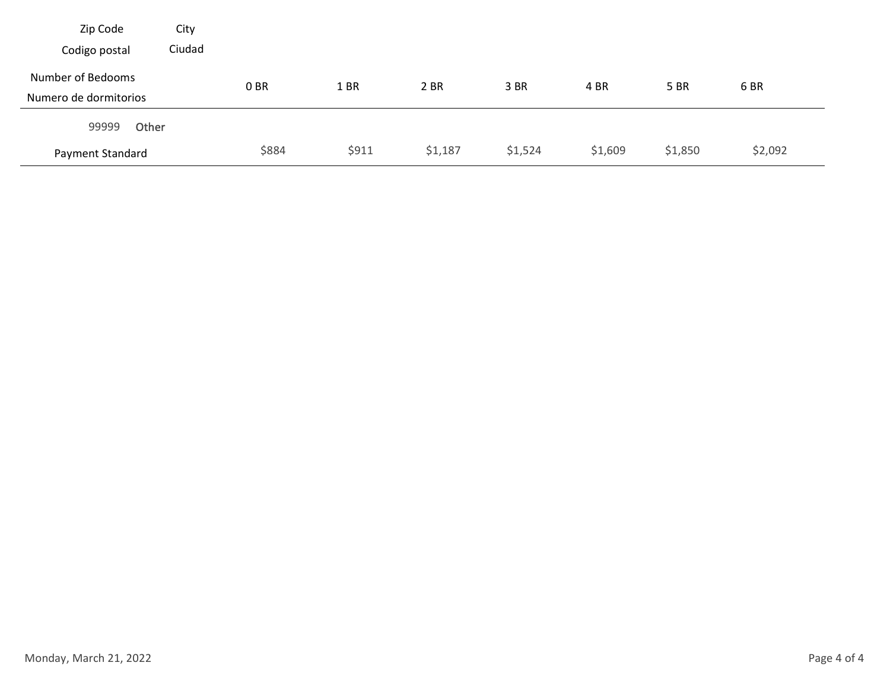| Zip Code / Codigo postal | City / Ciudad | | | | | | | |
|---|---|---|---|---|---|---|---|---|
| Number of Bedooms / Numero de dormitorios | | 0 BR | 1 BR | 2 BR | 3 BR | 4 BR | 5 BR | 6 BR |
| 99999 | Other | | | | | | | |
| Payment Standard | | $884 | $911 | $1,187 | $1,524 | $1,609 | $1,850 | $2,092 |

Monday, March 21, 2022